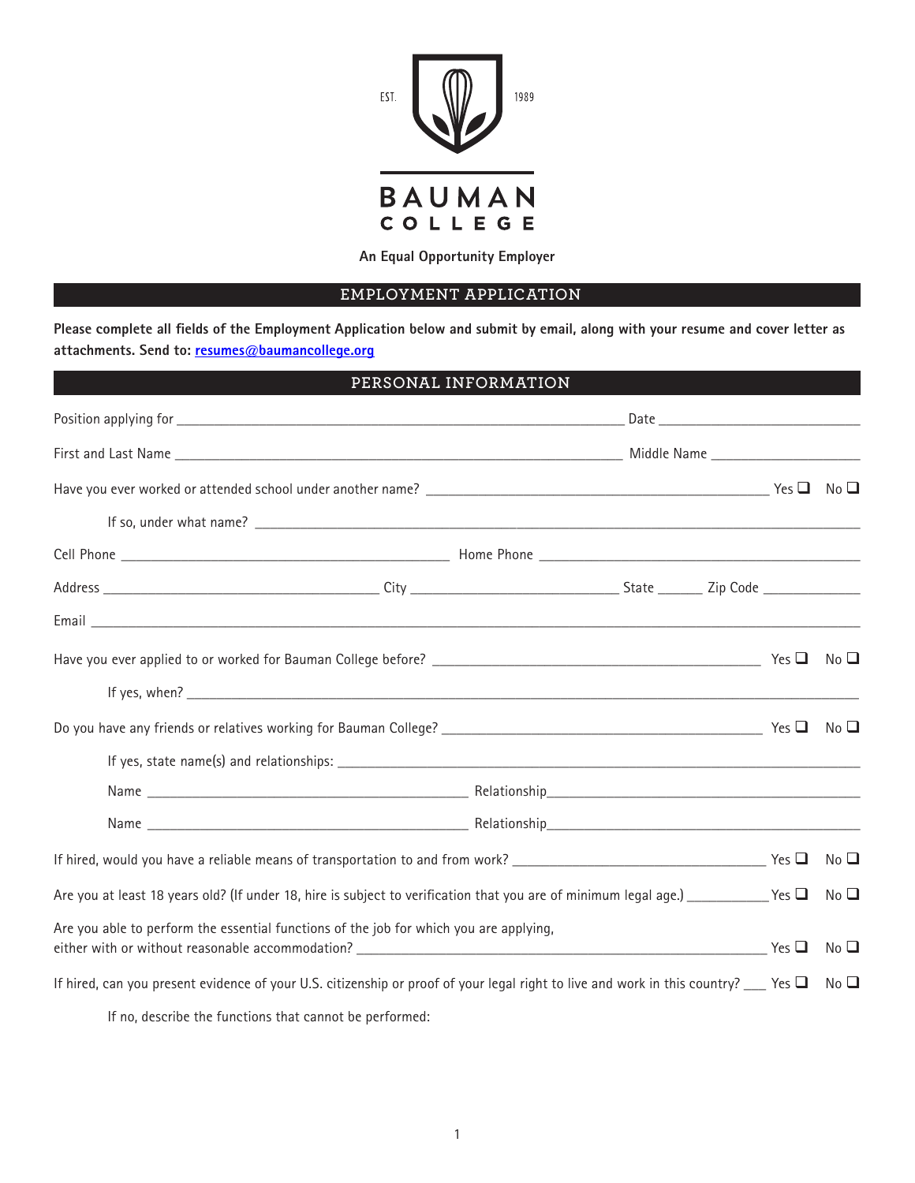EST. 1989

# BAUMAN COLLEGE

**An Equal Opportunity Employer**

## EMPLOYMENT APPLICATION

**Please complete all fields of the Employment Application below and submit by email, along with your resume and cover letter as attachments. Send to: resumes@baumancollege.org**

## PERSONAL INFORMATION

Position applying for ______________________________ Date ______________

First and Last Name ______________________________ Middle Name ______________

Have you ever worked or attended school under another name? ______________ Yes ☐ No ☐

If so, under what name? ______________________________

Cell Phone ______________________ Home Phone ______________________

Address ______________________ City ______________ State ______ Zip Code ______________

Email ______________________________________________

Have you ever applied to or worked for Bauman College before? ______________ Yes ☐ No ☐

If yes, when? ______________________________

Do you have any friends or relatives working for Bauman College? ______________ Yes ☐ No ☐

If yes, state name(s) and relationships: ______________________________

Name ______________________ Relationship______________________

Name ______________________ Relationship______________________

If hired, would you have a reliable means of transportation to and from work? ______________ Yes ☐ No ☐

Are you at least 18 years old? (If under 18, hire is subject to verification that you are of minimum legal age.) ___________ Yes ☐ No ☐

Are you able to perform the essential functions of the job for which you are applying, either with or without reasonable accommodation? ______________ Yes ☐ No ☐

If hired, can you present evidence of your U.S. citizenship or proof of your legal right to live and work in this country? ___ Yes ☐ No ☐

If no, describe the functions that cannot be performed: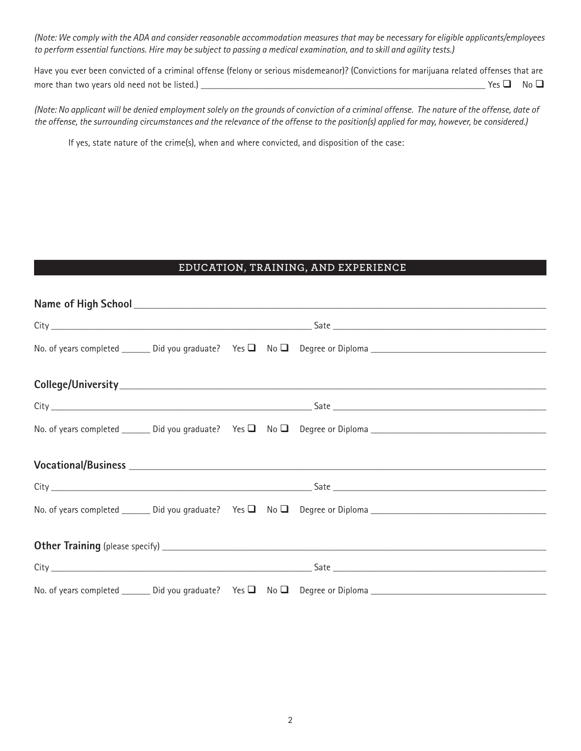*(Note: We comply with the ADA and consider reasonable accommodation measures that may be necessary for eligible applicants/employees to perform essential functions. Hire may be subject to passing a medical examination, and to skill and agility tests.)*

Have you ever been convicted of a criminal offense (felony or serious misdemeanor)? (Convictions for marijuana related offenses that are more than two years old need not be listed.) ____________________________________________ Yes ☐ No ☐

*(Note: No applicant will be denied employment solely on the grounds of conviction of a criminal offense. The nature of the offense, date of the offense, the surrounding circumstances and the relevance of the offense to the position(s) applied for may, however, be considered.)*

If yes, state nature of the crime(s), when and where convicted, and disposition of the case:

## EDUCATION, TRAINING, AND EXPERIENCE

**Name of High School** ____________________________________________

City ______________________________ Sate ______________________________

No. of years completed _______ Did you graduate? Yes ☐ No ☐ Degree or Diploma ______________________________

**College/University** ____________________________________________

City ______________________________ Sate ______________________________

No. of years completed _______ Did you graduate? Yes ☐ No ☐ Degree or Diploma ______________________________

**Vocational/Business** ____________________________________________

City ______________________________ Sate ______________________________

No. of years completed _______ Did you graduate? Yes ☐ No ☐ Degree or Diploma ______________________________

**Other Training** (please specify) ____________________________________________

City ______________________________ Sate ______________________________

No. of years completed _______ Did you graduate? Yes ☐ No ☐ Degree or Diploma ______________________________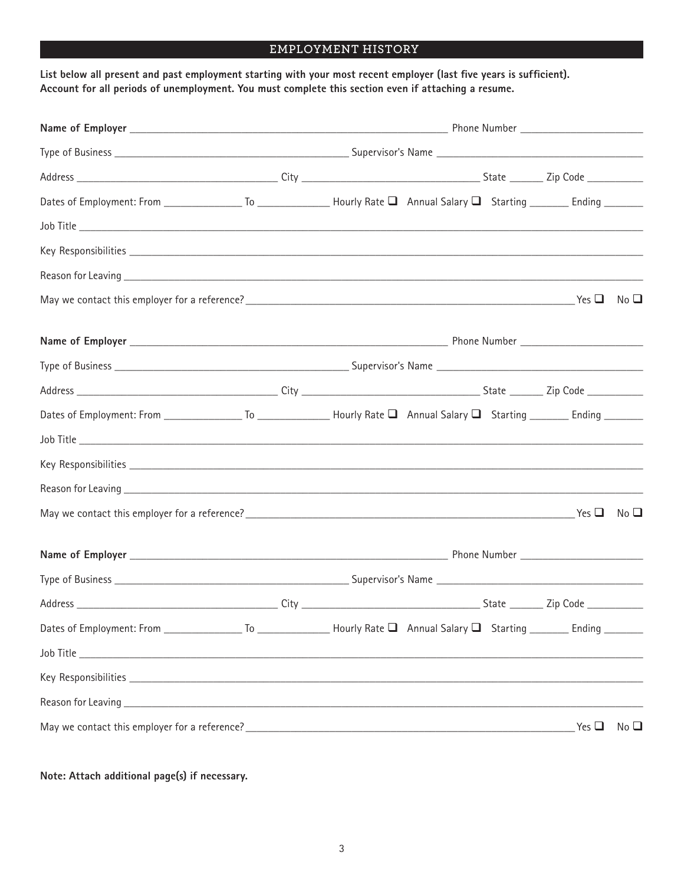## EMPLOYMENT HISTORY

**List below all present and past employment starting with your most recent employer (last five years is sufficient). Account for all periods of unemployment. You must complete this section even if attaching a resume.**

**Name of Employer** ______________________________ Phone Number ______________________

Type of Business ______________________________ Supervisor's Name ______________________

Address ______________________ City ______________________ State ________ Zip Code ____________

Dates of Employment: From ______________ To ______________ Hourly Rate ☐ Annual Salary ☐ Starting ________ Ending ________

Job Title ______________________________________________________________________

Key Responsibilities ______________________________________________________________

Reason for Leaving _______________________________________________________________

May we contact this employer for a reference? ______________________________ Yes ☐ No ☐

**Name of Employer** ______________________________ Phone Number ______________________

Type of Business ______________________________ Supervisor's Name ______________________

Address ______________________ City ______________________ State ________ Zip Code ____________

Dates of Employment: From ______________ To ______________ Hourly Rate ☐ Annual Salary ☐ Starting ________ Ending ________

Job Title ______________________________________________________________________

Key Responsibilities ______________________________________________________________

Reason for Leaving _______________________________________________________________

May we contact this employer for a reference? ______________________________ Yes ☐ No ☐

**Name of Employer** ______________________________ Phone Number ______________________

Type of Business ______________________________ Supervisor's Name ______________________

Address ______________________ City ______________________ State ________ Zip Code ____________

Dates of Employment: From ______________ To ______________ Hourly Rate ☐ Annual Salary ☐ Starting ________ Ending ________

Job Title ______________________________________________________________________

Key Responsibilities ______________________________________________________________

Reason for Leaving _______________________________________________________________

May we contact this employer for a reference? ______________________________ Yes ☐ No ☐

**Note: Attach additional page(s) if necessary.**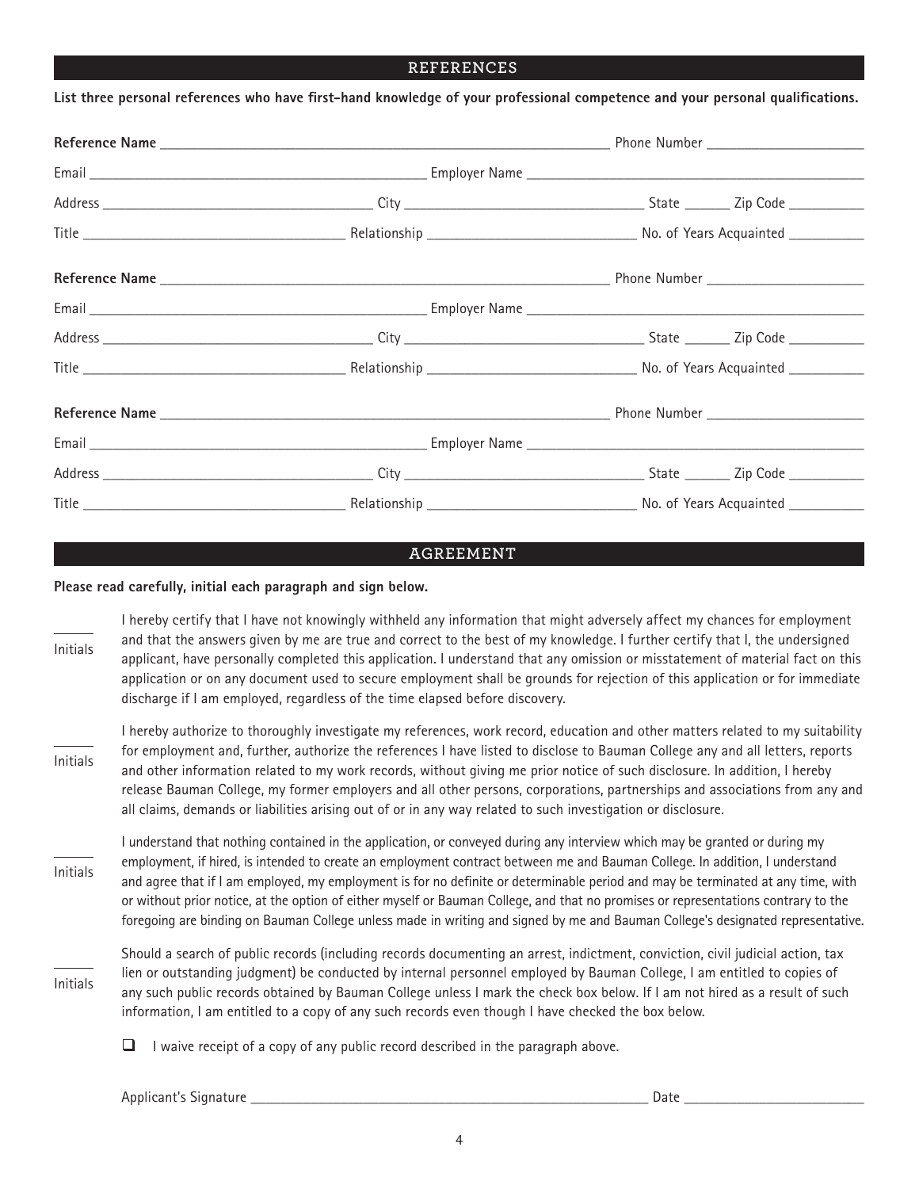## REFERENCES

**List three personal references who have first-hand knowledge of your professional competence and your personal qualifications.**

**Reference Name** ______________________________ Phone Number ______________

Email ______________________________ Employer Name ______________________________

Address ______________________ City ______________________ State _______ Zip Code __________

Title ______________________ Relationship ______________________ No. of Years Acquainted __________

**Reference Name** ______________________________ Phone Number ______________

Email ______________________________ Employer Name ______________________________

Address ______________________ City ______________________ State _______ Zip Code __________

Title ______________________ Relationship ______________________ No. of Years Acquainted __________

**Reference Name** ______________________________ Phone Number ______________

Email ______________________________ Employer Name ______________________________

Address ______________________ City ______________________ State _______ Zip Code __________

Title ______________________ Relationship ______________________ No. of Years Acquainted __________

## AGREEMENT

**Please read carefully, initial each paragraph and sign below.**

______ Initials

I hereby certify that I have not knowingly withheld any information that might adversely affect my chances for employment and that the answers given by me are true and correct to the best of my knowledge. I further certify that I, the undersigned applicant, have personally completed this application. I understand that any omission or misstatement of material fact on this application or on any document used to secure employment shall be grounds for rejection of this application or for immediate discharge if I am employed, regardless of the time elapsed before discovery.

______ Initials

I hereby authorize to thoroughly investigate my references, work record, education and other matters related to my suitability for employment and, further, authorize the references I have listed to disclose to Bauman College any and all letters, reports and other information related to my work records, without giving me prior notice of such disclosure. In addition, I hereby release Bauman College, my former employers and all other persons, corporations, partnerships and associations from any and all claims, demands or liabilities arising out of or in any way related to such investigation or disclosure.

______ Initials

I understand that nothing contained in the application, or conveyed during any interview which may be granted or during my employment, if hired, is intended to create an employment contract between me and Bauman College. In addition, I understand and agree that if I am employed, my employment is for no definite or determinable period and may be terminated at any time, with or without prior notice, at the option of either myself or Bauman College, and that no promises or representations contrary to the foregoing are binding on Bauman College unless made in writing and signed by me and Bauman College's designated representative.

______ Initials

Should a search of public records (including records documenting an arrest, indictment, conviction, civil judicial action, tax lien or outstanding judgment) be conducted by internal personnel employed by Bauman College, I am entitled to copies of any such public records obtained by Bauman College unless I mark the check box below. If I am not hired as a result of such information, I am entitled to a copy of any such records even though I have checked the box below.

☐ I waive receipt of a copy of any public record described in the paragraph above.

Applicant's Signature ______________________________ Date ______________